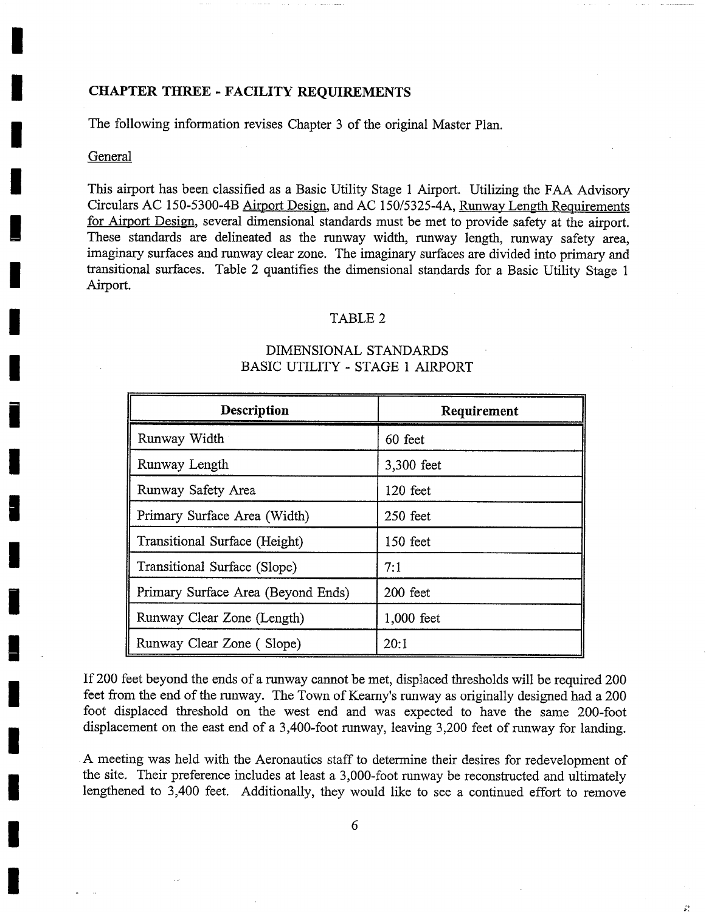## CHAPTER THREE - FACILITY REQUIREMENTS

The following information revises Chapter 3 of the original Master Plan.

### General

This airport has been classified as a Basic Utility Stage 1 Airport. Utilizing the FAA Advisory Circulars AC 150-5300-4B Airport Design, and AC 150/5325-4A, Runway Length Requirements for Airport Design, several dimensional standards must be met to provide safety at the airport. These standards are delineated as the runway width, runway length, runway safety area, imaginary surfaces and runway clear zone. The imaginary surfaces are divided into primary and transitional surfaces. Table 2 quantifies the dimensional standards for a Basic Utility Stage 1 Airport.

TABLE 2

DIMENSIONAL STANDARDS
BASIC UTILITY - STAGE 1 AIRPORT

| Description | Requirement |
|---|---|
| Runway Width | 60 feet |
| Runway Length | 3,300 feet |
| Runway Safety Area | 120 feet |
| Primary Surface Area (Width) | 250 feet |
| Transitional Surface (Height) | 150 feet |
| Transitional Surface (Slope) | 7:1 |
| Primary Surface Area (Beyond Ends) | 200 feet |
| Runway Clear Zone (Length) | 1,000 feet |
| Runway Clear Zone ( Slope) | 20:1 |

If 200 feet beyond the ends of a runway cannot be met, displaced thresholds will be required 200 feet from the end of the runway. The Town of Kearny's runway as originally designed had a 200 foot displaced threshold on the west end and was expected to have the same 200-foot displacement on the east end of a 3,400-foot runway, leaving 3,200 feet of runway for landing.

A meeting was held with the Aeronautics staff to determine their desires for redevelopment of the site. Their preference includes at least a 3,000-foot runway be reconstructed and ultimately lengthened to 3,400 feet. Additionally, they would like to see a continued effort to remove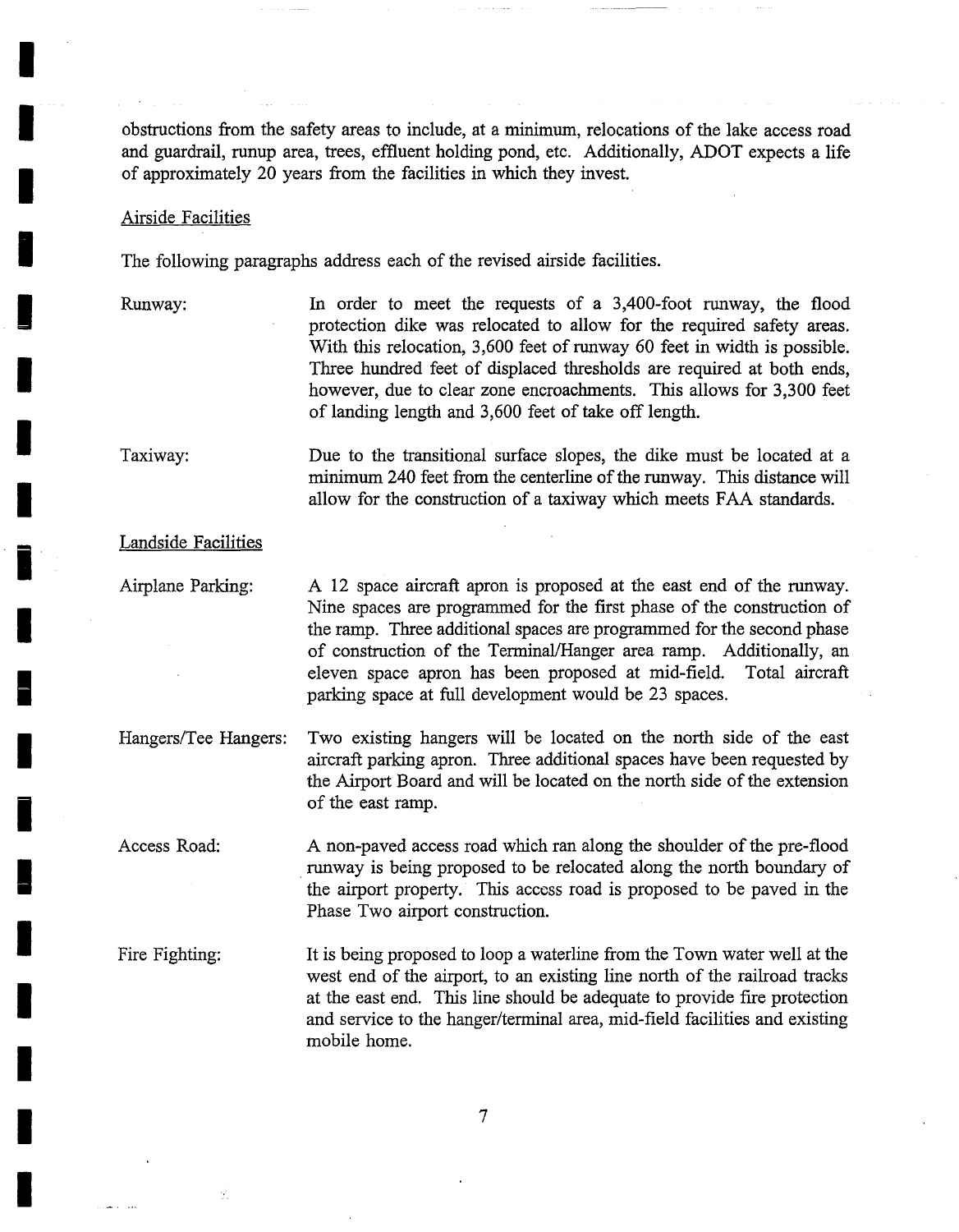obstructions from the safety areas to include, at a minimum, relocations of the lake access road and guardrail, runup area, trees, effluent holding pond, etc. Additionally, ADOT expects a life of approximately 20 years from the facilities in which they invest.

## Airside Facilities

The following paragraphs address each of the revised airside facilities.

**Runway:** In order to meet the requests of a 3,400-foot runway, the flood protection dike was relocated to allow for the required safety areas. With this relocation, 3,600 feet of runway 60 feet in width is possible. Three hundred feet of displaced thresholds are required at both ends, however, due to clear zone encroachments. This allows for 3,300 feet of landing length and 3,600 feet of take off length.

**Taxiway:** Due to the transitional surface slopes, the dike must be located at a minimum 240 feet from the centerline of the runway. This distance will allow for the construction of a taxiway which meets FAA standards.

## Landside Facilities

**Airplane Parking:** A 12 space aircraft apron is proposed at the east end of the runway. Nine spaces are programmed for the first phase of the construction of the ramp. Three additional spaces are programmed for the second phase of construction of the Terminal/Hanger area ramp. Additionally, an eleven space apron has been proposed at mid-field. Total aircraft parking space at full development would be 23 spaces.

**Hangers/Tee Hangers:** Two existing hangers will be located on the north side of the east aircraft parking apron. Three additional spaces have been requested by the Airport Board and will be located on the north side of the extension of the east ramp.

**Access Road:** A non-paved access road which ran along the shoulder of the pre-flood runway is being proposed to be relocated along the north boundary of the airport property. This access road is proposed to be paved in the Phase Two airport construction.

**Fire Fighting:** It is being proposed to loop a waterline from the Town water well at the west end of the airport, to an existing line north of the railroad tracks at the east end. This line should be adequate to provide fire protection and service to the hanger/terminal area, mid-field facilities and existing mobile home.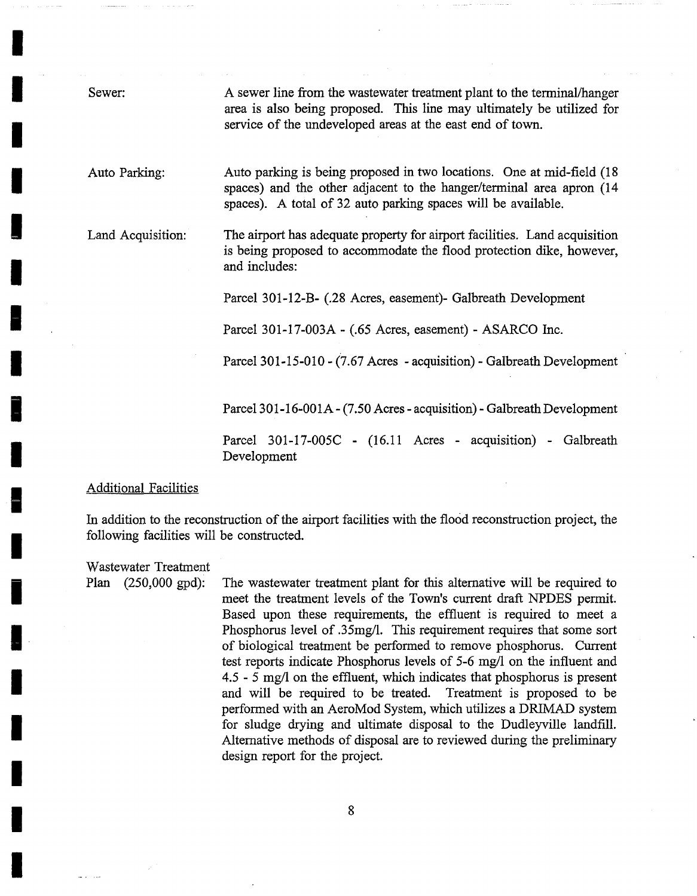**Sewer:** A sewer line from the wastewater treatment plant to the terminal/hanger area is also being proposed. This line may ultimately be utilized for service of the undeveloped areas at the east end of town.

**Auto Parking:** Auto parking is being proposed in two locations. One at mid-field (18 spaces) and the other adjacent to the hanger/terminal area apron (14 spaces). A total of 32 auto parking spaces will be available.

**Land Acquisition:** The airport has adequate property for airport facilities. Land acquisition is being proposed to accommodate the flood protection dike, however, and includes:

Parcel 301-12-B- (.28 Acres, easement)- Galbreath Development

Parcel 301-17-003A - (.65 Acres, easement) - ASARCO Inc.

Parcel 301-15-010 - (7.67 Acres - acquisition) - Galbreath Development

Parcel 301-16-001A - (7.50 Acres - acquisition) - Galbreath Development

Parcel 301-17-005C - (16.11 Acres - acquisition) - Galbreath Development

## Additional Facilities

In addition to the reconstruction of the airport facilities with the flood reconstruction project, the following facilities will be constructed.

**Wastewater Treatment Plan (250,000 gpd):** The wastewater treatment plant for this alternative will be required to meet the treatment levels of the Town's current draft NPDES permit. Based upon these requirements, the effluent is required to meet a Phosphorus level of .35mg/l. This requirement requires that some sort of biological treatment be performed to remove phosphorus. Current test reports indicate Phosphorus levels of 5-6 mg/l on the influent and 4.5 - 5 mg/l on the effluent, which indicates that phosphorus is present and will be required to be treated. Treatment is proposed to be performed with an AeroMod System, which utilizes a DRIMAD system for sludge drying and ultimate disposal to the Dudleyville landfill. Alternative methods of disposal are to reviewed during the preliminary design report for the project.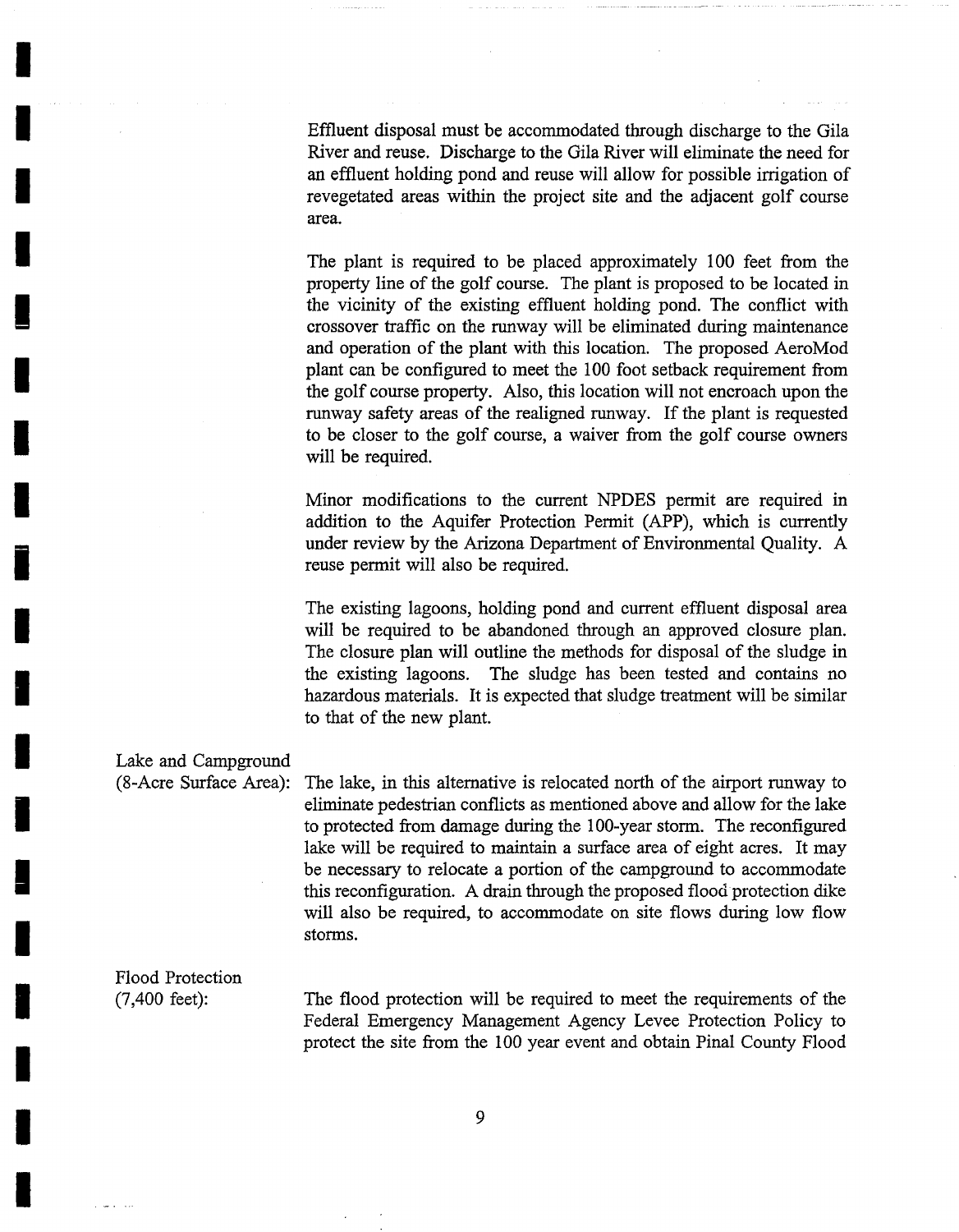Effluent disposal must be accommodated through discharge to the Gila River and reuse. Discharge to the Gila River will eliminate the need for an effluent holding pond and reuse will allow for possible irrigation of revegetated areas within the project site and the adjacent golf course area.

The plant is required to be placed approximately 100 feet from the property line of the golf course. The plant is proposed to be located in the vicinity of the existing effluent holding pond. The conflict with crossover traffic on the runway will be eliminated during maintenance and operation of the plant with this location. The proposed AeroMod plant can be configured to meet the 100 foot setback requirement from the golf course property. Also, this location will not encroach upon the runway safety areas of the realigned runway. If the plant is requested to be closer to the golf course, a waiver from the golf course owners will be required.

Minor modifications to the current NPDES permit are required in addition to the Aquifer Protection Permit (APP), which is currently under review by the Arizona Department of Environmental Quality. A reuse permit will also be required.

The existing lagoons, holding pond and current effluent disposal area will be required to be abandoned through an approved closure plan. The closure plan will outline the methods for disposal of the sludge in the existing lagoons. The sludge has been tested and contains no hazardous materials. It is expected that sludge treatment will be similar to that of the new plant.

Lake and Campground (8-Acre Surface Area): The lake, in this alternative is relocated north of the airport runway to eliminate pedestrian conflicts as mentioned above and allow for the lake to protected from damage during the 100-year storm. The reconfigured lake will be required to maintain a surface area of eight acres. It may be necessary to relocate a portion of the campground to accommodate this reconfiguration. A drain through the proposed flood protection dike will also be required, to accommodate on site flows during low flow storms.

Flood Protection (7,400 feet): The flood protection will be required to meet the requirements of the Federal Emergency Management Agency Levee Protection Policy to protect the site from the 100 year event and obtain Pinal County Flood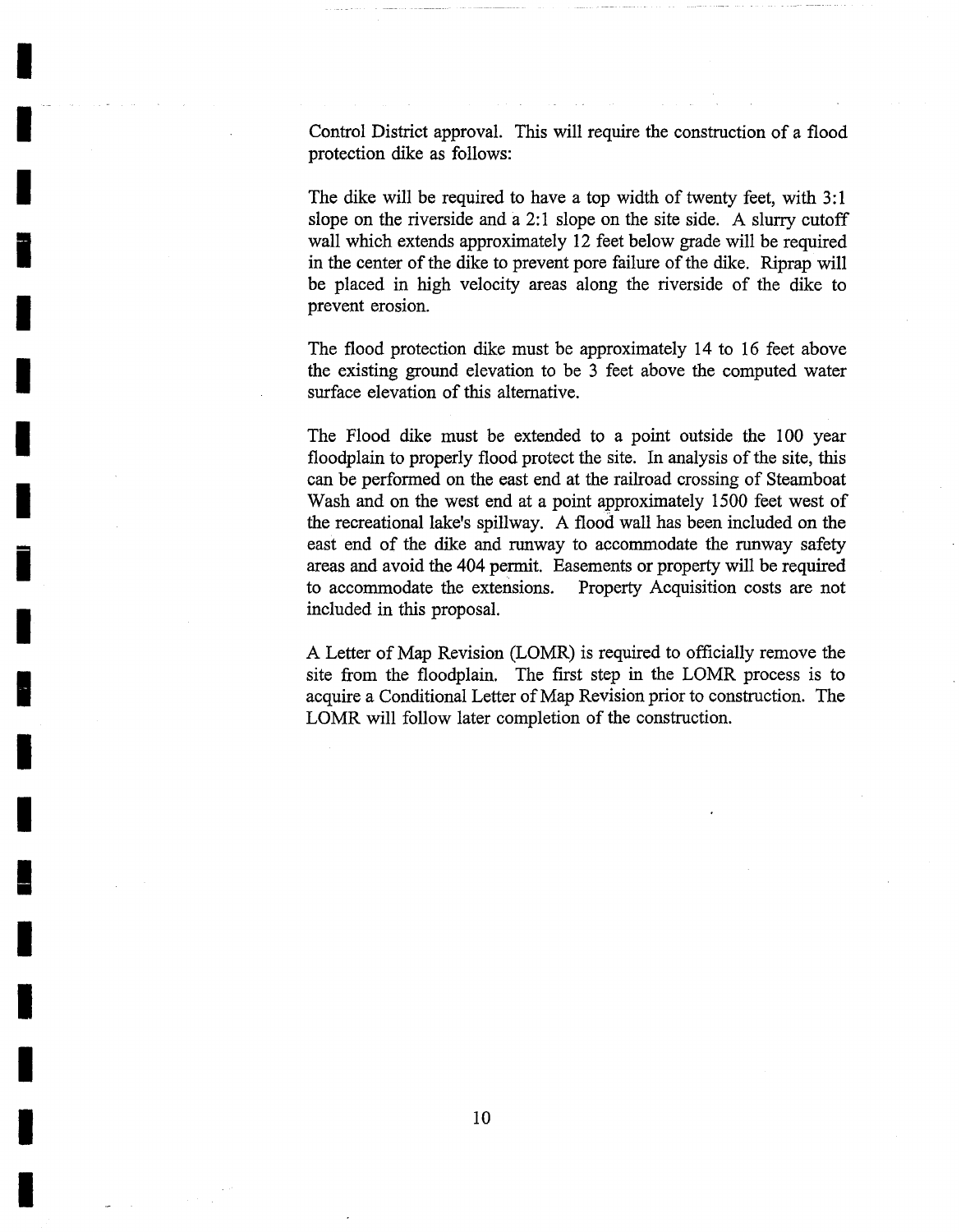Control District approval. This will require the construction of a flood protection dike as follows:

The dike will be required to have a top width of twenty feet, with 3:1 slope on the riverside and a 2:1 slope on the site side. A slurry cutoff wall which extends approximately 12 feet below grade will be required in the center of the dike to prevent pore failure of the dike. Riprap will be placed in high velocity areas along the riverside of the dike to prevent erosion.

The flood protection dike must be approximately 14 to 16 feet above the existing ground elevation to be 3 feet above the computed water surface elevation of this alternative.

The Flood dike must be extended to a point outside the 100 year floodplain to properly flood protect the site. In analysis of the site, this can be performed on the east end at the railroad crossing of Steamboat Wash and on the west end at a point approximately 1500 feet west of the recreational lake's spillway. A flood wall has been included on the east end of the dike and runway to accommodate the runway safety areas and avoid the 404 permit. Easements or property will be required to accommodate the extensions. Property Acquisition costs are not included in this proposal.

A Letter of Map Revision (LOMR) is required to officially remove the site from the floodplain. The first step in the LOMR process is to acquire a Conditional Letter of Map Revision prior to construction. The LOMR will follow later completion of the construction.